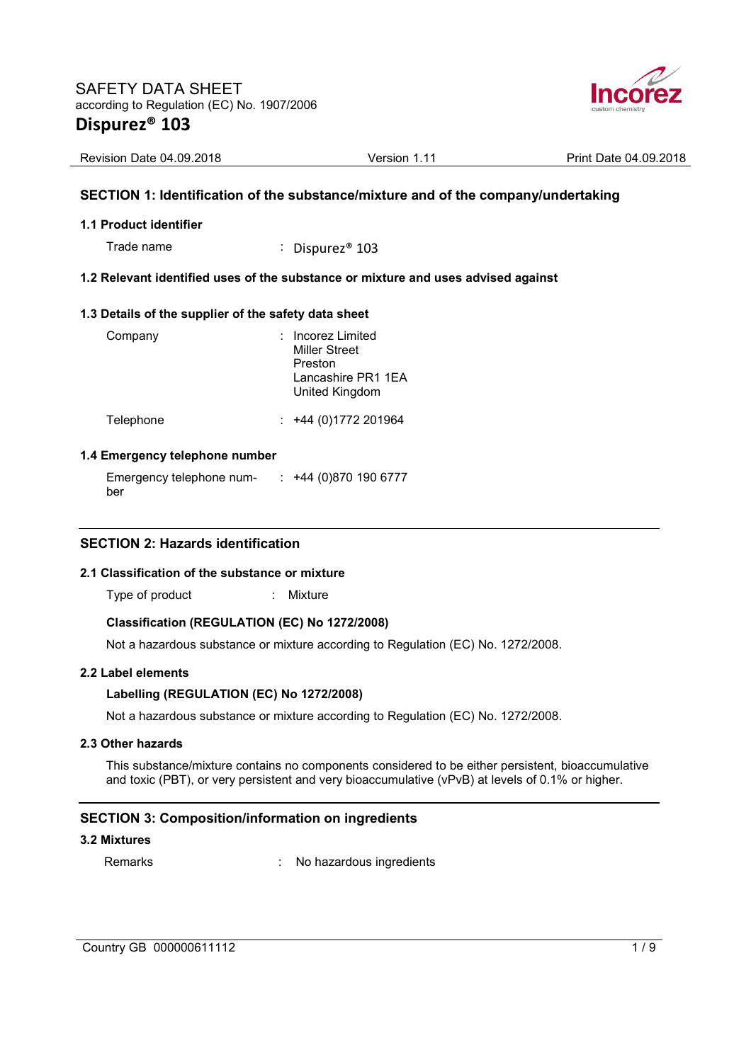SAFETY DATA SHEET
according to Regulation (EC) No. 1907/2006

# Disburez® 103

Revision Date 04.09.2018 | Version 1.11 | Print Date 04.09.2018

## SECTION 1: Identification of the substance/mixture and of the company/undertaking

### 1.1 Product identifier

Trade name : Dispurez® 103

### 1.2 Relevant identified uses of the substance or mixture and uses advised against

### 1.3 Details of the supplier of the safety data sheet

Company : Incorez Limited
Miller Street
Preston
Lancashire PR1 1EA
United Kingdom

Telephone : +44 (0)1772 201964

### 1.4 Emergency telephone number

Emergency telephone number : +44 (0)870 190 6777

## SECTION 2: Hazards identification

### 2.1 Classification of the substance or mixture

Type of product : Mixture

**Classification (REGULATION (EC) No 1272/2008)**

Not a hazardous substance or mixture according to Regulation (EC) No. 1272/2008.

### 2.2 Label elements

**Labelling (REGULATION (EC) No 1272/2008)**

Not a hazardous substance or mixture according to Regulation (EC) No. 1272/2008.

### 2.3 Other hazards

This substance/mixture contains no components considered to be either persistent, bioaccumulative and toxic (PBT), or very persistent and very bioaccumulative (vPvB) at levels of 0.1% or higher.

## SECTION 3: Composition/information on ingredients

### 3.2 Mixtures

Remarks : No hazardous ingredients

Country GB 000000611112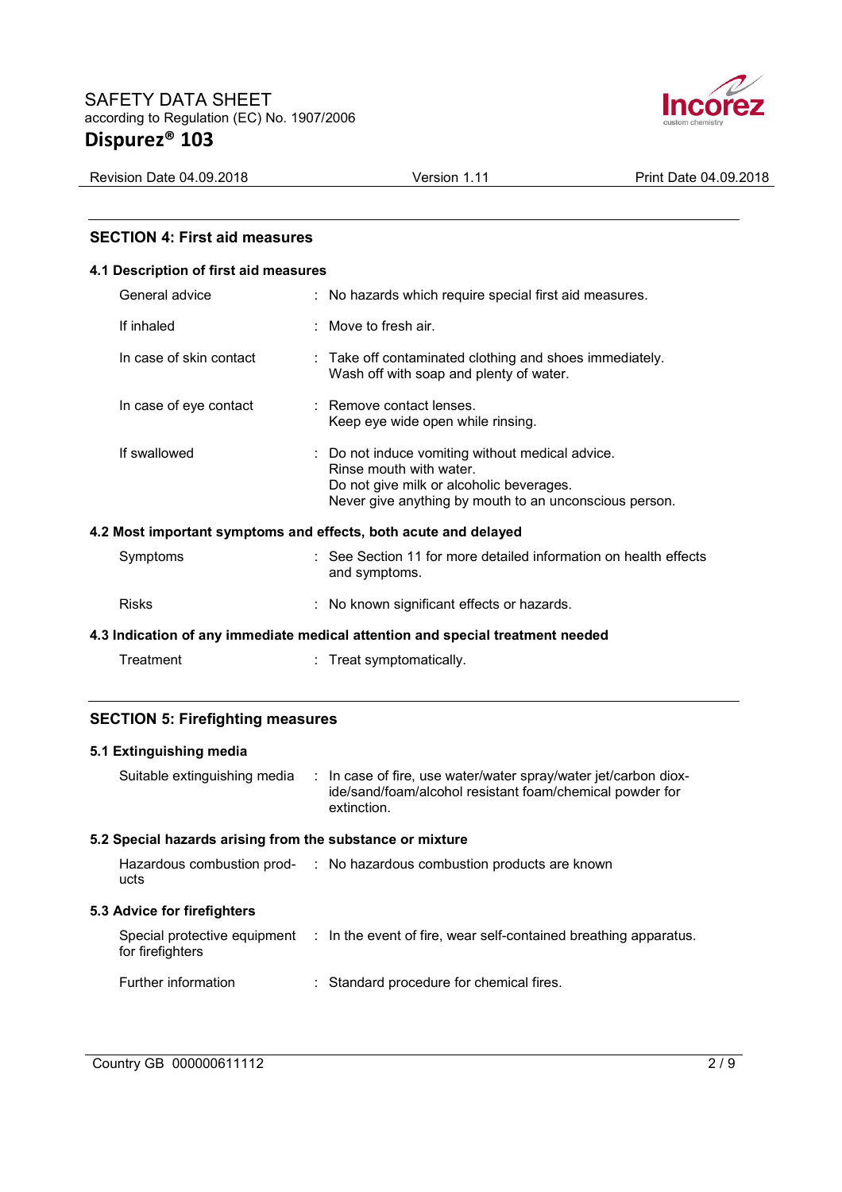## SECTION 4: First aid measures

### 4.1 Description of first aid measures

| | |
|---|---|
| General advice | : No hazards which require special first aid measures. |
| If inhaled | : Move to fresh air. |
| In case of skin contact | : Take off contaminated clothing and shoes immediately.<br>Wash off with soap and plenty of water. |
| In case of eye contact | : Remove contact lenses.<br>Keep eye wide open while rinsing. |
| If swallowed | : Do not induce vomiting without medical advice.<br>Rinse mouth with water.<br>Do not give milk or alcoholic beverages.<br>Never give anything by mouth to an unconscious person. |

### 4.2 Most important symptoms and effects, both acute and delayed

| | |
|---|---|
| Symptoms | : See Section 11 for more detailed information on health effects and symptoms. |
| Risks | : No known significant effects or hazards. |

### 4.3 Indication of any immediate medical attention and special treatment needed

| | |
|---|---|
| Treatment | : Treat symptomatically. |

## SECTION 5: Firefighting measures

### 5.1 Extinguishing media

| | |
|---|---|
| Suitable extinguishing media | : In case of fire, use water/water spray/water jet/carbon dioxide/sand/foam/alcohol resistant foam/chemical powder for extinction. |

### 5.2 Special hazards arising from the substance or mixture

| | |
|---|---|
| Hazardous combustion products | : No hazardous combustion products are known |

### 5.3 Advice for firefighters

| | |
|---|---|
| Special protective equipment for firefighters | : In the event of fire, wear self-contained breathing apparatus. |
| Further information | : Standard procedure for chemical fires. |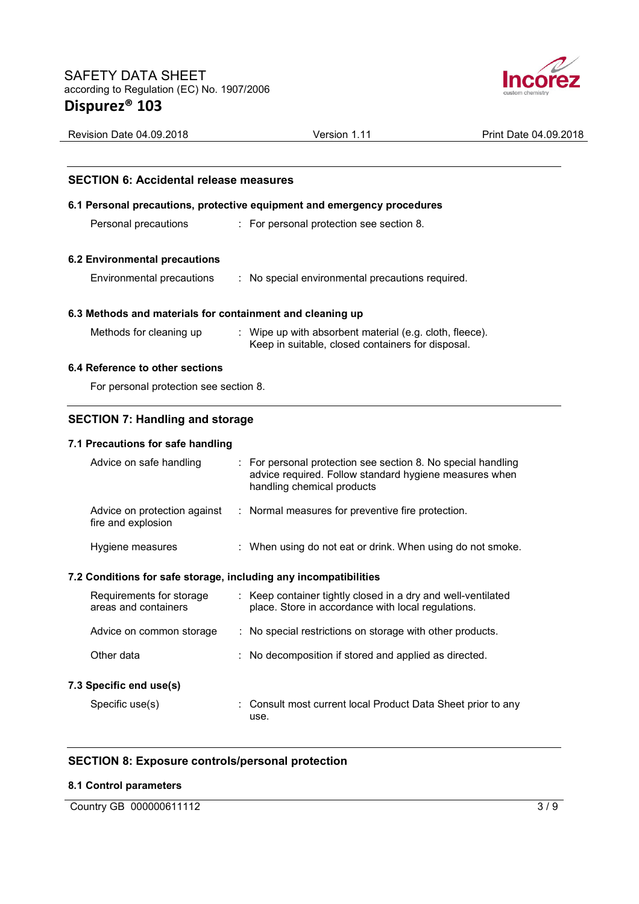## SECTION 6: Accidental release measures

### 6.1 Personal precautions, protective equipment and emergency procedures

| | |
|---|---|
| Personal precautions | : For personal protection see section 8. |

### 6.2 Environmental precautions

| | |
|---|---|
| Environmental precautions | : No special environmental precautions required. |

### 6.3 Methods and materials for containment and cleaning up

| | |
|---|---|
| Methods for cleaning up | : Wipe up with absorbent material (e.g. cloth, fleece). Keep in suitable, closed containers for disposal. |

### 6.4 Reference to other sections

For personal protection see section 8.

## SECTION 7: Handling and storage

### 7.1 Precautions for safe handling

| | |
|---|---|
| Advice on safe handling | : For personal protection see section 8. No special handling advice required. Follow standard hygiene measures when handling chemical products |
| Advice on protection against fire and explosion | : Normal measures for preventive fire protection. |
| Hygiene measures | : When using do not eat or drink. When using do not smoke. |

### 7.2 Conditions for safe storage, including any incompatibilities

| | |
|---|---|
| Requirements for storage areas and containers | : Keep container tightly closed in a dry and well-ventilated place. Store in accordance with local regulations. |
| Advice on common storage | : No special restrictions on storage with other products. |
| Other data | : No decomposition if stored and applied as directed. |

### 7.3 Specific end use(s)

| | |
|---|---|
| Specific use(s) | : Consult most current local Product Data Sheet prior to any use. |

## SECTION 8: Exposure controls/personal protection

### 8.1 Control parameters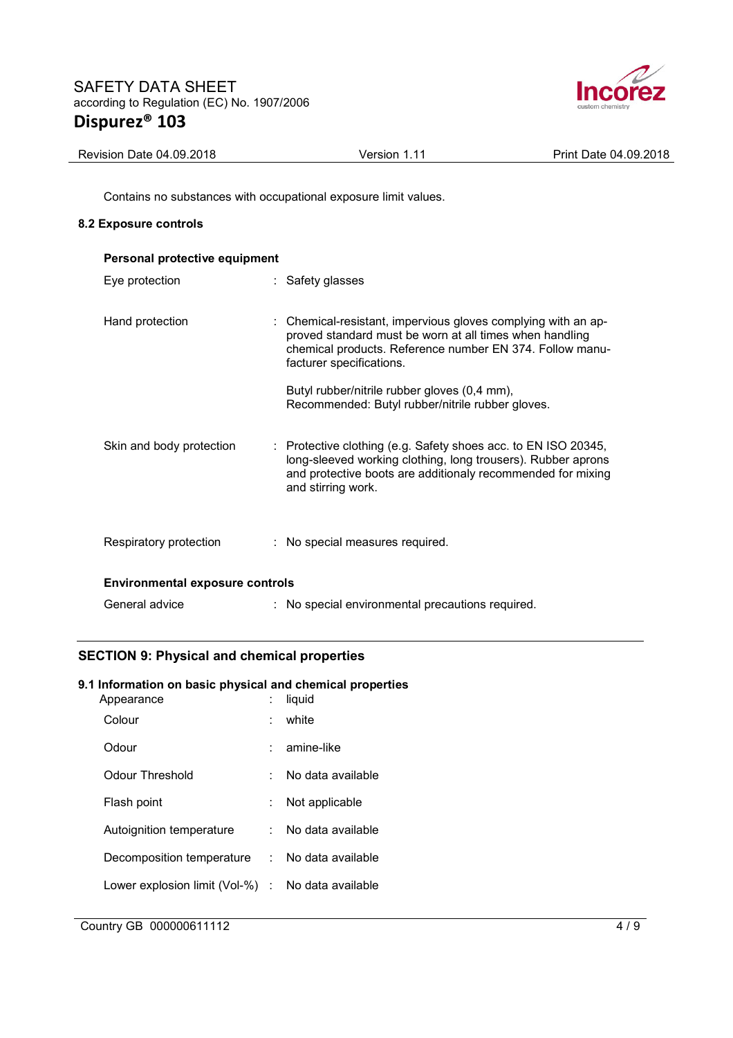Contains no substances with occupational exposure limit values.

### 8.2 Exposure controls

**Personal protective equipment**

| | | |
|---|---|---|
| Eye protection | : | Safety glasses |
| Hand protection | : | Chemical-resistant, impervious gloves complying with an approved standard must be worn at all times when handling chemical products. Reference number EN 374. Follow manufacturer specifications.<br><br>Butyl rubber/nitrile rubber gloves (0,4 mm), Recommended: Butyl rubber/nitrile rubber gloves. |
| Skin and body protection | : | Protective clothing (e.g. Safety shoes acc. to EN ISO 20345, long-sleeved working clothing, long trousers). Rubber aprons and protective boots are additionaly recommended for mixing and stirring work. |
| Respiratory protection | : | No special measures required. |

**Environmental exposure controls**

| | | |
|---|---|---|
| General advice | : | No special environmental precautions required. |

## SECTION 9: Physical and chemical properties

### 9.1 Information on basic physical and chemical properties

| | | |
|---|---|---|
| Appearance | : | liquid |
| Colour | : | white |
| Odour | : | amine-like |
| Odour Threshold | : | No data available |
| Flash point | : | Not applicable |
| Autoignition temperature | : | No data available |
| Decomposition temperature | : | No data available |
| Lower explosion limit (Vol-%) | : | No data available |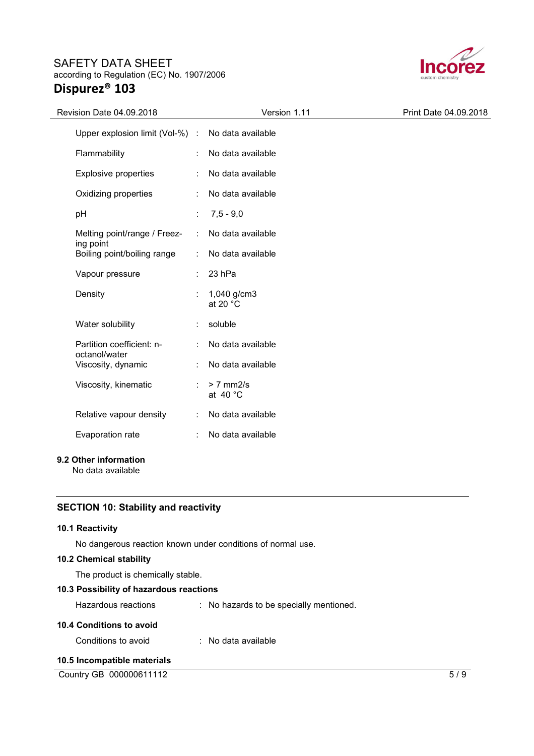| Property | | Value |
|---|---|---|
| Upper explosion limit (Vol-%) | : | No data available |
| Flammability | : | No data available |
| Explosive properties | : | No data available |
| Oxidizing properties | : | No data available |
| pH | : | 7,5 - 9,0 |
| Melting point/range / Freezing point | : | No data available |
| Boiling point/boiling range | : | No data available |
| Vapour pressure | : | 23 hPa |
| Density | : | 1,040 g/cm3 at 20 °C |
| Water solubility | : | soluble |
| Partition coefficient: n-octanol/water | : | No data available |
| Viscosity, dynamic | : | No data available |
| Viscosity, kinematic | : | > 7 mm2/s at 40 °C |
| Relative vapour density | : | No data available |
| Evaporation rate | : | No data available |

### 9.2 Other information

No data available

## SECTION 10: Stability and reactivity

### 10.1 Reactivity

No dangerous reaction known under conditions of normal use.

### 10.2 Chemical stability

The product is chemically stable.

### 10.3 Possibility of hazardous reactions

Hazardous reactions : No hazards to be specially mentioned.

### 10.4 Conditions to avoid

Conditions to avoid : No data available

### 10.5 Incompatible materials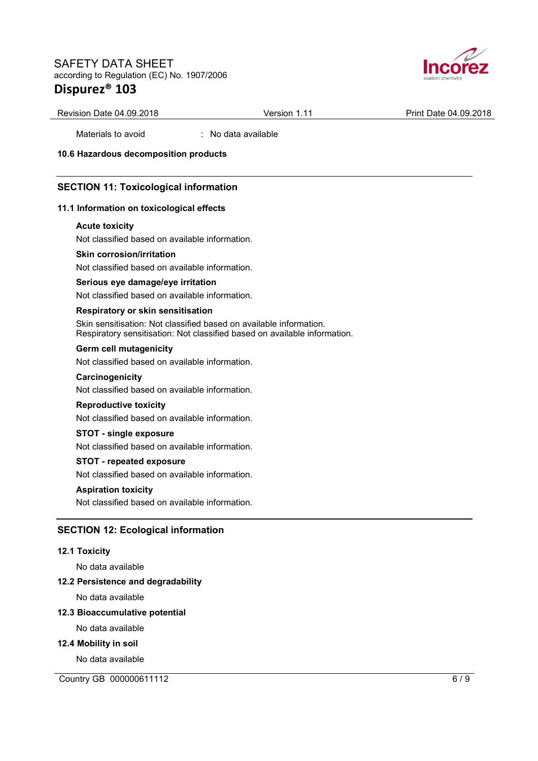Materials to avoid : No data available

**10.6 Hazardous decomposition products**

## SECTION 11: Toxicological information

**11.1 Information on toxicological effects**

**Acute toxicity**

Not classified based on available information.

**Skin corrosion/irritation**

Not classified based on available information.

**Serious eye damage/eye irritation**

Not classified based on available information.

**Respiratory or skin sensitisation**

Skin sensitisation: Not classified based on available information.
Respiratory sensitisation: Not classified based on available information.

**Germ cell mutagenicity**

Not classified based on available information.

**Carcinogenicity**

Not classified based on available information.

**Reproductive toxicity**

Not classified based on available information.

**STOT - single exposure**

Not classified based on available information.

**STOT - repeated exposure**

Not classified based on available information.

**Aspiration toxicity**

Not classified based on available information.

## SECTION 12: Ecological information

**12.1 Toxicity**

No data available

**12.2 Persistence and degradability**

No data available

**12.3 Bioaccumulative potential**

No data available

**12.4 Mobility in soil**

No data available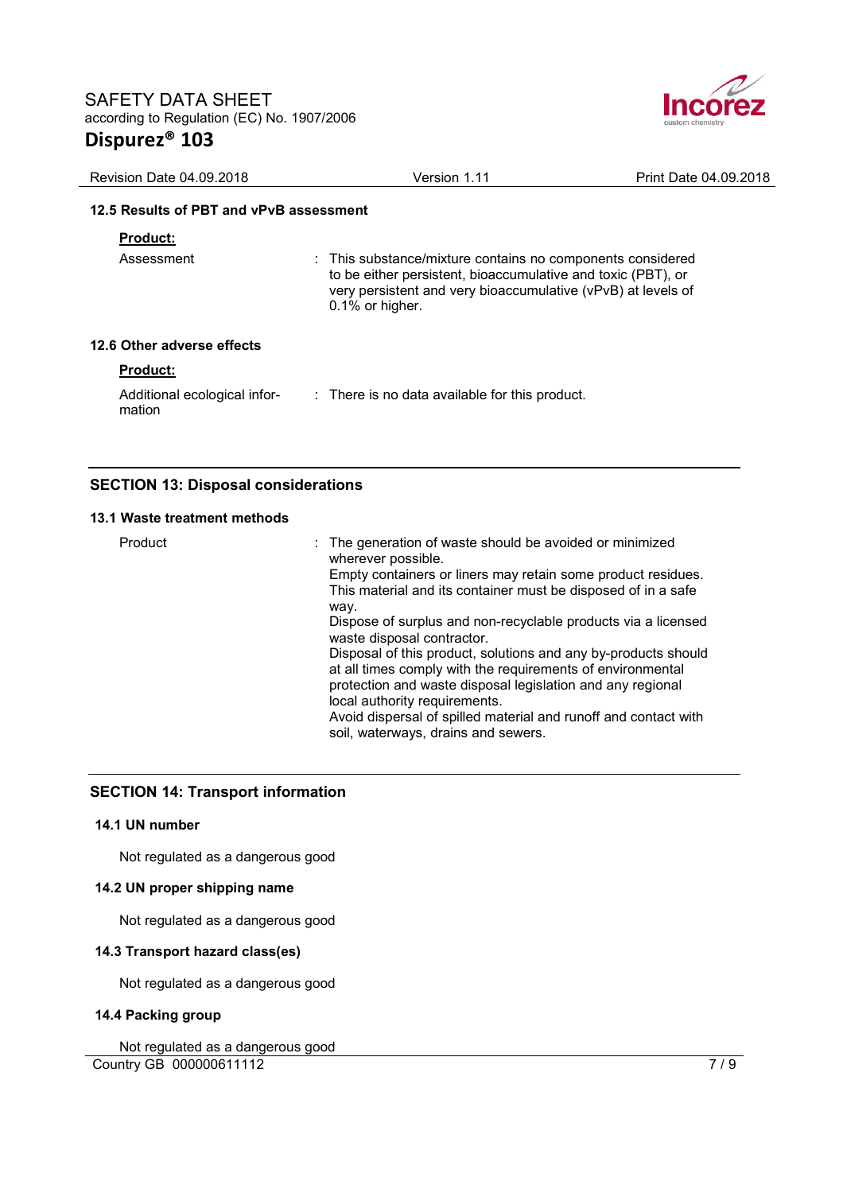### 12.5 Results of PBT and vPvB assessment

**Product:**

| | |
|---|---|
| Assessment | : This substance/mixture contains no components considered to be either persistent, bioaccumulative and toxic (PBT), or very persistent and very bioaccumulative (vPvB) at levels of 0.1% or higher. |

### 12.6 Other adverse effects

**Product:**

| | |
|---|---|
| Additional ecological information | : There is no data available for this product. |

## SECTION 13: Disposal considerations

### 13.1 Waste treatment methods

| | |
|---|---|
| Product | : The generation of waste should be avoided or minimized wherever possible.<br>Empty containers or liners may retain some product residues. This material and its container must be disposed of in a safe way.<br>Dispose of surplus and non-recyclable products via a licensed waste disposal contractor.<br>Disposal of this product, solutions and any by-products should at all times comply with the requirements of environmental protection and waste disposal legislation and any regional local authority requirements.<br>Avoid dispersal of spilled material and runoff and contact with soil, waterways, drains and sewers. |

## SECTION 14: Transport information

### 14.1 UN number

Not regulated as a dangerous good

### 14.2 UN proper shipping name

Not regulated as a dangerous good

### 14.3 Transport hazard class(es)

Not regulated as a dangerous good

### 14.4 Packing group

Not regulated as a dangerous good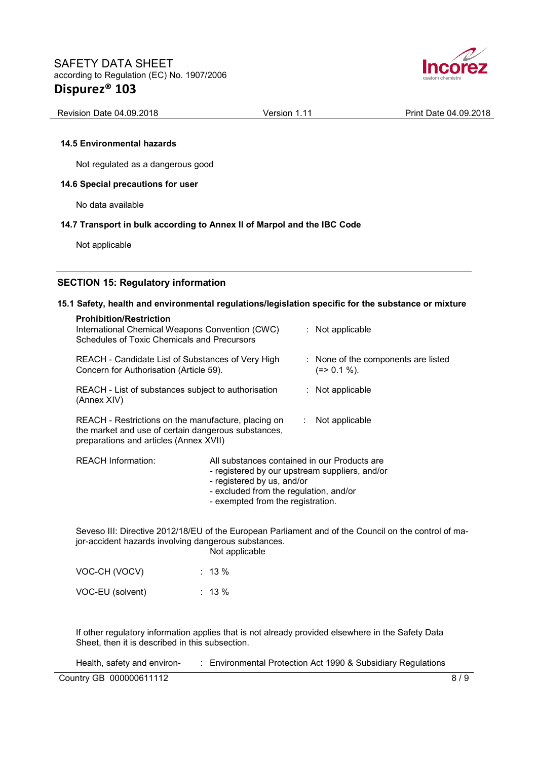### 14.5 Environmental hazards

Not regulated as a dangerous good

### 14.6 Special precautions for user

No data available

### 14.7 Transport in bulk according to Annex II of Marpol and the IBC Code

Not applicable

## SECTION 15: Regulatory information

### 15.1 Safety, health and environmental regulations/legislation specific for the substance or mixture

**Prohibition/Restriction**

International Chemical Weapons Convention (CWC) Schedules of Toxic Chemicals and Precursors : Not applicable

REACH - Candidate List of Substances of Very High Concern for Authorisation (Article 59). : None of the components are listed (=> 0.1 %).

REACH - List of substances subject to authorisation (Annex XIV) : Not applicable

REACH - Restrictions on the manufacture, placing on the market and use of certain dangerous substances, preparations and articles (Annex XVII) : Not applicable

REACH Information: All substances contained in our Products are
- registered by our upstream suppliers, and/or
- registered by us, and/or
- excluded from the regulation, and/or
- exempted from the registration.

Seveso III: Directive 2012/18/EU of the European Parliament and of the Council on the control of major-accident hazards involving dangerous substances.
Not applicable

VOC-CH (VOCV) : 13 %

VOC-EU (solvent) : 13 %

If other regulatory information applies that is not already provided elsewhere in the Safety Data Sheet, then it is described in this subsection.

Health, safety and environ- : Environmental Protection Act 1990 & Subsidiary Regulations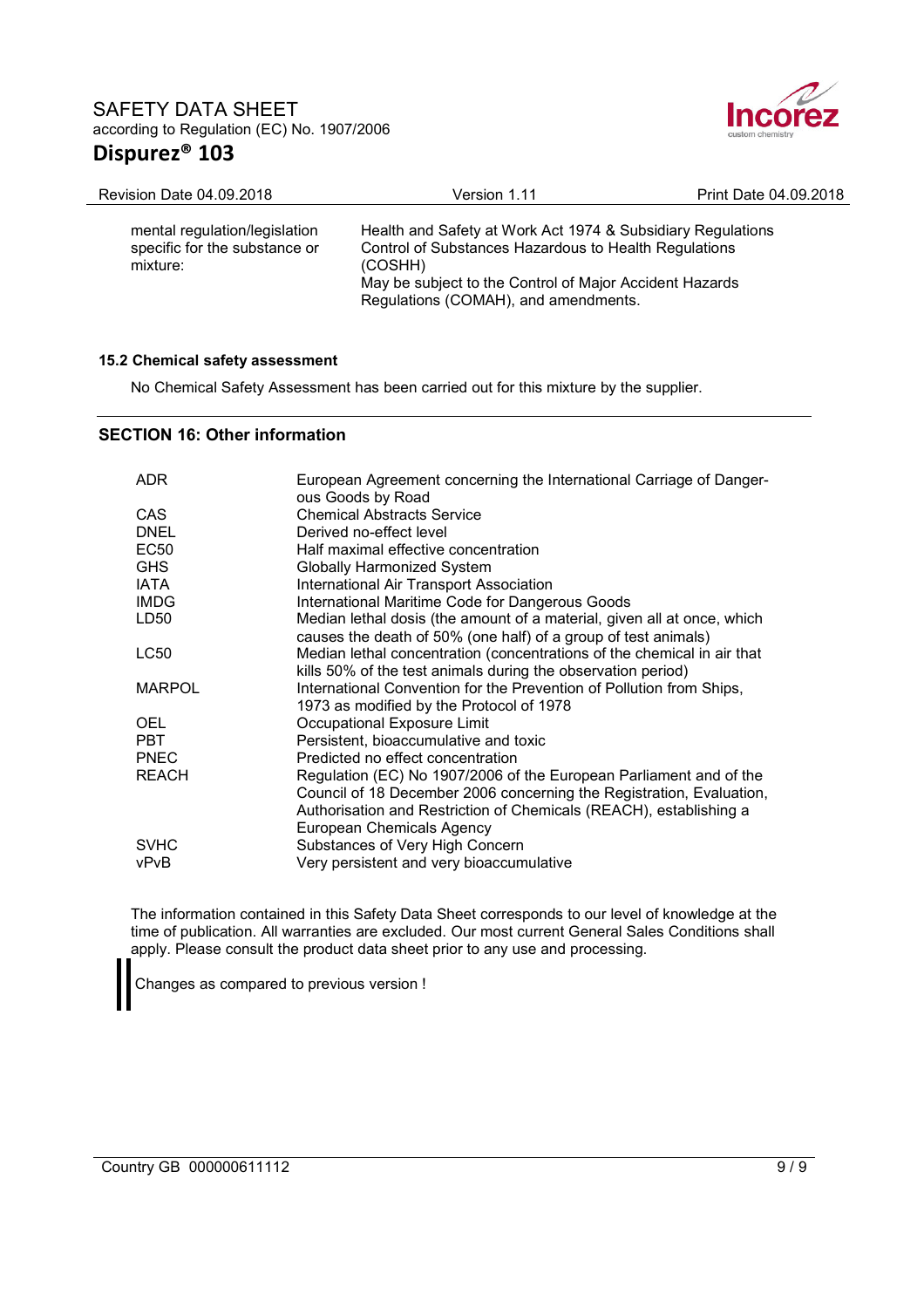| | |
|---|---|
| mental regulation/legislation specific for the substance or mixture: | Health and Safety at Work Act 1974 & Subsidiary Regulations<br>Control of Substances Hazardous to Health Regulations (COSHH)<br>May be subject to the Control of Major Accident Hazards Regulations (COMAH), and amendments. |

### 15.2 Chemical safety assessment

No Chemical Safety Assessment has been carried out for this mixture by the supplier.

## SECTION 16: Other information

| | |
|---|---|
| ADR | European Agreement concerning the International Carriage of Dangerous Goods by Road |
| CAS | Chemical Abstracts Service |
| DNEL | Derived no-effect level |
| EC50 | Half maximal effective concentration |
| GHS | Globally Harmonized System |
| IATA | International Air Transport Association |
| IMDG | International Maritime Code for Dangerous Goods |
| LD50 | Median lethal dosis (the amount of a material, given all at once, which causes the death of 50% (one half) of a group of test animals) |
| LC50 | Median lethal concentration (concentrations of the chemical in air that kills 50% of the test animals during the observation period) |
| MARPOL | International Convention for the Prevention of Pollution from Ships, 1973 as modified by the Protocol of 1978 |
| OEL | Occupational Exposure Limit |
| PBT | Persistent, bioaccumulative and toxic |
| PNEC | Predicted no effect concentration |
| REACH | Regulation (EC) No 1907/2006 of the European Parliament and of the Council of 18 December 2006 concerning the Registration, Evaluation, Authorisation and Restriction of Chemicals (REACH), establishing a European Chemicals Agency |
| SVHC | Substances of Very High Concern |
| vPvB | Very persistent and very bioaccumulative |

The information contained in this Safety Data Sheet corresponds to our level of knowledge at the time of publication. All warranties are excluded. Our most current General Sales Conditions shall apply. Please consult the product data sheet prior to any use and processing.

Changes as compared to previous version !